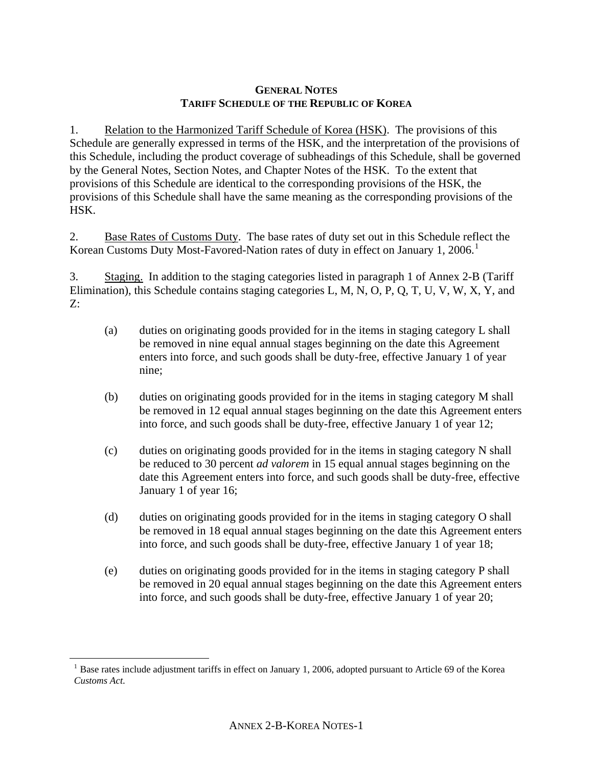# GENERAL NOTES
## TARIFF SCHEDULE OF THE REPUBLIC OF KOREA

1. Relation to the Harmonized Tariff Schedule of Korea (HSK). The provisions of this Schedule are generally expressed in terms of the HSK, and the interpretation of the provisions of this Schedule, including the product coverage of subheadings of this Schedule, shall be governed by the General Notes, Section Notes, and Chapter Notes of the HSK. To the extent that provisions of this Schedule are identical to the corresponding provisions of the HSK, the provisions of this Schedule shall have the same meaning as the corresponding provisions of the HSK.

2. Base Rates of Customs Duty. The base rates of duty set out in this Schedule reflect the Korean Customs Duty Most-Favored-Nation rates of duty in effect on January 1, 2006.[1]

3. Staging. In addition to the staging categories listed in paragraph 1 of Annex 2-B (Tariff Elimination), this Schedule contains staging categories L, M, N, O, P, Q, T, U, V, W, X, Y, and Z:

   (a) duties on originating goods provided for in the items in staging category L shall be removed in nine equal annual stages beginning on the date this Agreement enters into force, and such goods shall be duty-free, effective January 1 of year nine;

   (b) duties on originating goods provided for in the items in staging category M shall be removed in 12 equal annual stages beginning on the date this Agreement enters into force, and such goods shall be duty-free, effective January 1 of year 12;

   (c) duties on originating goods provided for in the items in staging category N shall be reduced to 30 percent *ad valorem* in 15 equal annual stages beginning on the date this Agreement enters into force, and such goods shall be duty-free, effective January 1 of year 16;

   (d) duties on originating goods provided for in the items in staging category O shall be removed in 18 equal annual stages beginning on the date this Agreement enters into force, and such goods shall be duty-free, effective January 1 of year 18;

   (e) duties on originating goods provided for in the items in staging category P shall be removed in 20 equal annual stages beginning on the date this Agreement enters into force, and such goods shall be duty-free, effective January 1 of year 20;

---

[1] Base rates include adjustment tariffs in effect on January 1, 2006, adopted pursuant to Article 69 of the Korea *Customs Act*.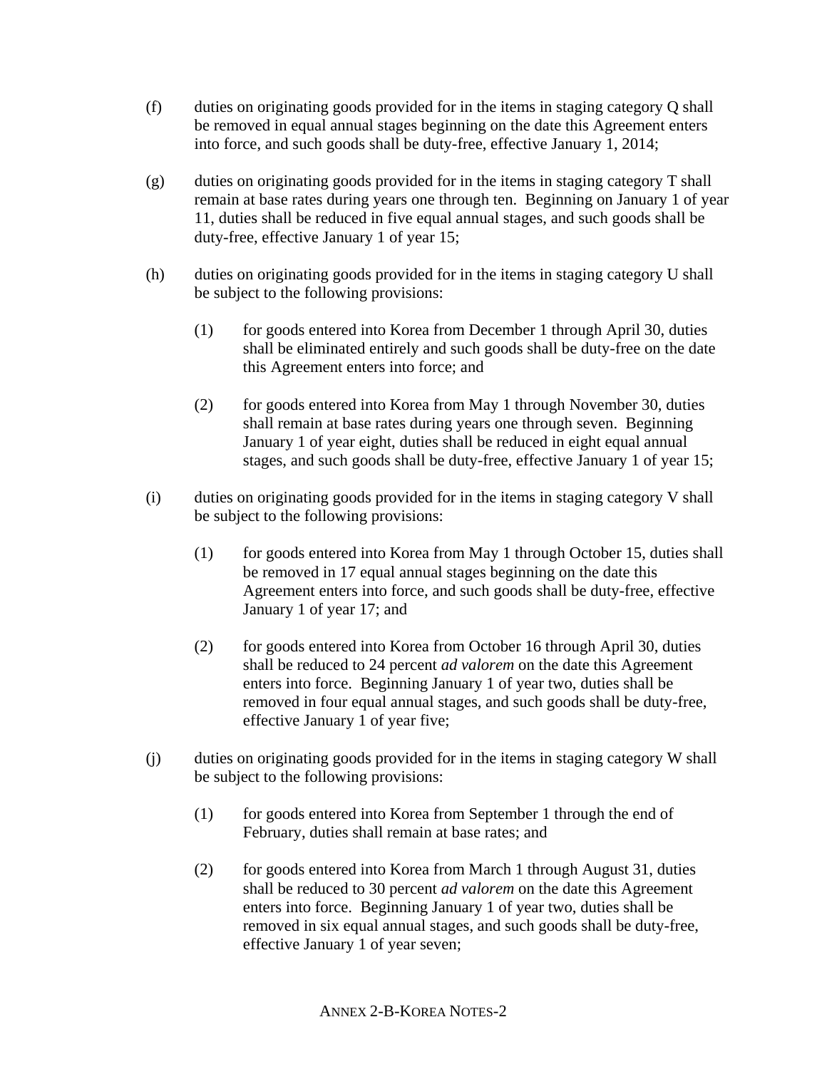(f) duties on originating goods provided for in the items in staging category Q shall be removed in equal annual stages beginning on the date this Agreement enters into force, and such goods shall be duty-free, effective January 1, 2014;

(g) duties on originating goods provided for in the items in staging category T shall remain at base rates during years one through ten. Beginning on January 1 of year 11, duties shall be reduced in five equal annual stages, and such goods shall be duty-free, effective January 1 of year 15;

(h) duties on originating goods provided for in the items in staging category U shall be subject to the following provisions:

 (1) for goods entered into Korea from December 1 through April 30, duties shall be eliminated entirely and such goods shall be duty-free on the date this Agreement enters into force; and

 (2) for goods entered into Korea from May 1 through November 30, duties shall remain at base rates during years one through seven. Beginning January 1 of year eight, duties shall be reduced in eight equal annual stages, and such goods shall be duty-free, effective January 1 of year 15;

(i) duties on originating goods provided for in the items in staging category V shall be subject to the following provisions:

 (1) for goods entered into Korea from May 1 through October 15, duties shall be removed in 17 equal annual stages beginning on the date this Agreement enters into force, and such goods shall be duty-free, effective January 1 of year 17; and

 (2) for goods entered into Korea from October 16 through April 30, duties shall be reduced to 24 percent *ad valorem* on the date this Agreement enters into force. Beginning January 1 of year two, duties shall be removed in four equal annual stages, and such goods shall be duty-free, effective January 1 of year five;

(j) duties on originating goods provided for in the items in staging category W shall be subject to the following provisions:

 (1) for goods entered into Korea from September 1 through the end of February, duties shall remain at base rates; and

 (2) for goods entered into Korea from March 1 through August 31, duties shall be reduced to 30 percent *ad valorem* on the date this Agreement enters into force. Beginning January 1 of year two, duties shall be removed in six equal annual stages, and such goods shall be duty-free, effective January 1 of year seven;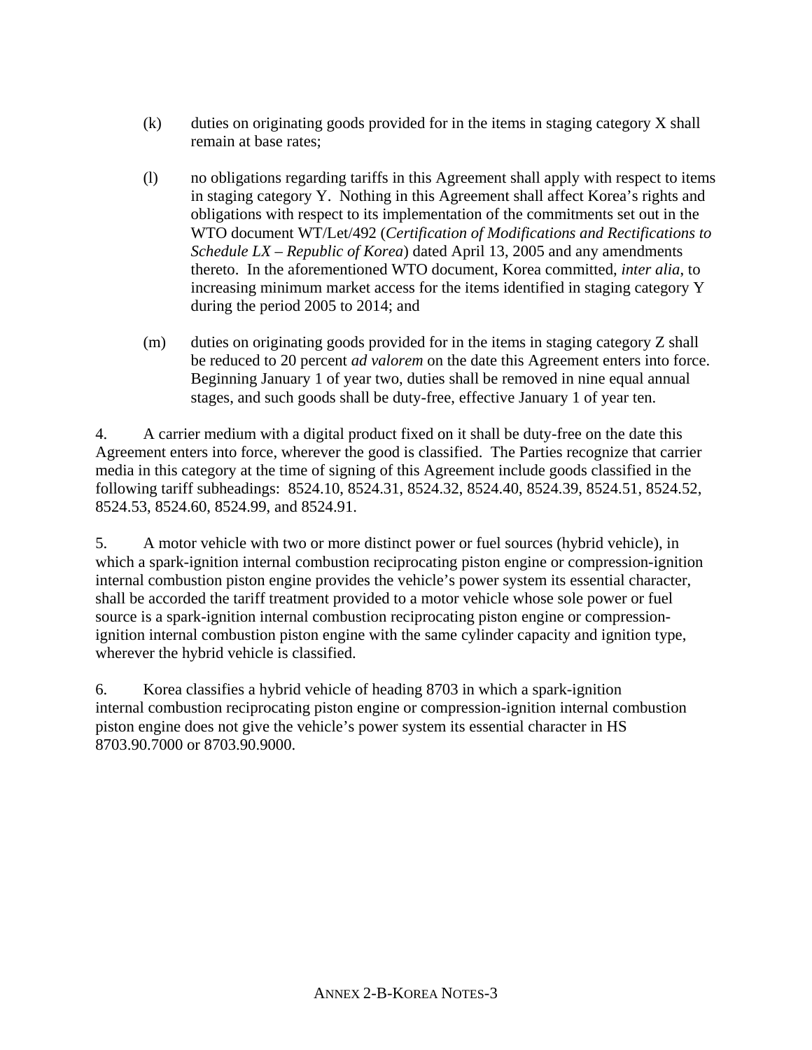(k) duties on originating goods provided for in the items in staging category X shall remain at base rates;

(l) no obligations regarding tariffs in this Agreement shall apply with respect to items in staging category Y. Nothing in this Agreement shall affect Korea's rights and obligations with respect to its implementation of the commitments set out in the WTO document WT/Let/492 (*Certification of Modifications and Rectifications to Schedule LX – Republic of Korea*) dated April 13, 2005 and any amendments thereto. In the aforementioned WTO document, Korea committed, *inter alia*, to increasing minimum market access for the items identified in staging category Y during the period 2005 to 2014; and

(m) duties on originating goods provided for in the items in staging category Z shall be reduced to 20 percent *ad valorem* on the date this Agreement enters into force. Beginning January 1 of year two, duties shall be removed in nine equal annual stages, and such goods shall be duty-free, effective January 1 of year ten.

4. A carrier medium with a digital product fixed on it shall be duty-free on the date this Agreement enters into force, wherever the good is classified. The Parties recognize that carrier media in this category at the time of signing of this Agreement include goods classified in the following tariff subheadings: 8524.10, 8524.31, 8524.32, 8524.40, 8524.39, 8524.51, 8524.52, 8524.53, 8524.60, 8524.99, and 8524.91.

5. A motor vehicle with two or more distinct power or fuel sources (hybrid vehicle), in which a spark-ignition internal combustion reciprocating piston engine or compression-ignition internal combustion piston engine provides the vehicle's power system its essential character, shall be accorded the tariff treatment provided to a motor vehicle whose sole power or fuel source is a spark-ignition internal combustion reciprocating piston engine or compression-ignition internal combustion piston engine with the same cylinder capacity and ignition type, wherever the hybrid vehicle is classified.

6. Korea classifies a hybrid vehicle of heading 8703 in which a spark-ignition internal combustion reciprocating piston engine or compression-ignition internal combustion piston engine does not give the vehicle's power system its essential character in HS 8703.90.7000 or 8703.90.9000.